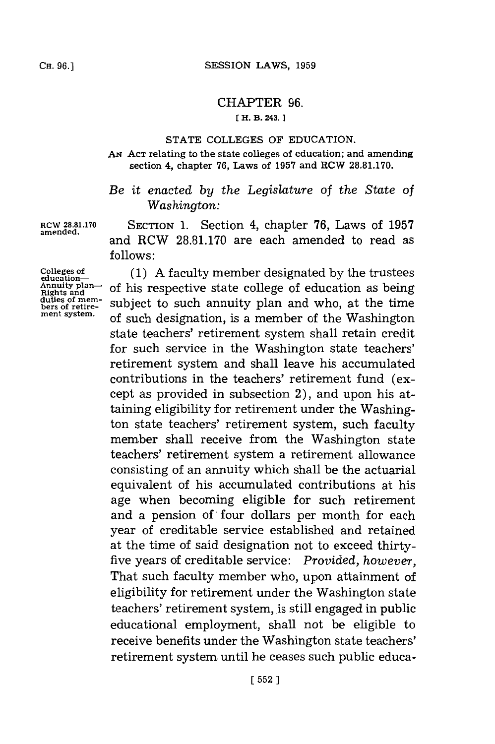# CHAPTER 96.

**[ H. B. 243. ]**

## STATE COLLEGES OF EDUCATION.

AN ACT relating to the state colleges of education; and amending section 4, chapter 76, Laws of 1957 and RCW 28.81.170.

*Be it enacted by the Legislature of the State of Washington:*

RCW 28.81.170 amended.

SECTION 1. Section 4, chapter 76, Laws of 1957 and RCW 28.81.170 are each amended to read as follows:

Colleges of education—Annuity plan—Rights and duties of members of retirement system.

(1) A faculty member designated by the trustees of his respective state college of education as being subject to such annuity plan and who, at the time of such designation, is a member of the Washington state teachers' retirement system shall retain credit for such service in the Washington state teachers' retirement system and shall leave his accumulated contributions in the teachers' retirement fund (except as provided in subsection 2), and upon his attaining eligibility for retirement under the Washington state teachers' retirement system, such faculty member shall receive from the Washington state teachers' retirement system a retirement allowance consisting of an annuity which shall be the actuarial equivalent of his accumulated contributions at his age when becoming eligible for such retirement and a pension of four dollars per month for each year of creditable service established and retained at the time of said designation not to exceed thirty-five years of creditable service: *Provided, however,* That such faculty member who, upon attainment of eligibility for retirement under the Washington state teachers' retirement system, is still engaged in public educational employment, shall not be eligible to receive benefits under the Washington state teachers' retirement system until he ceases such public educa-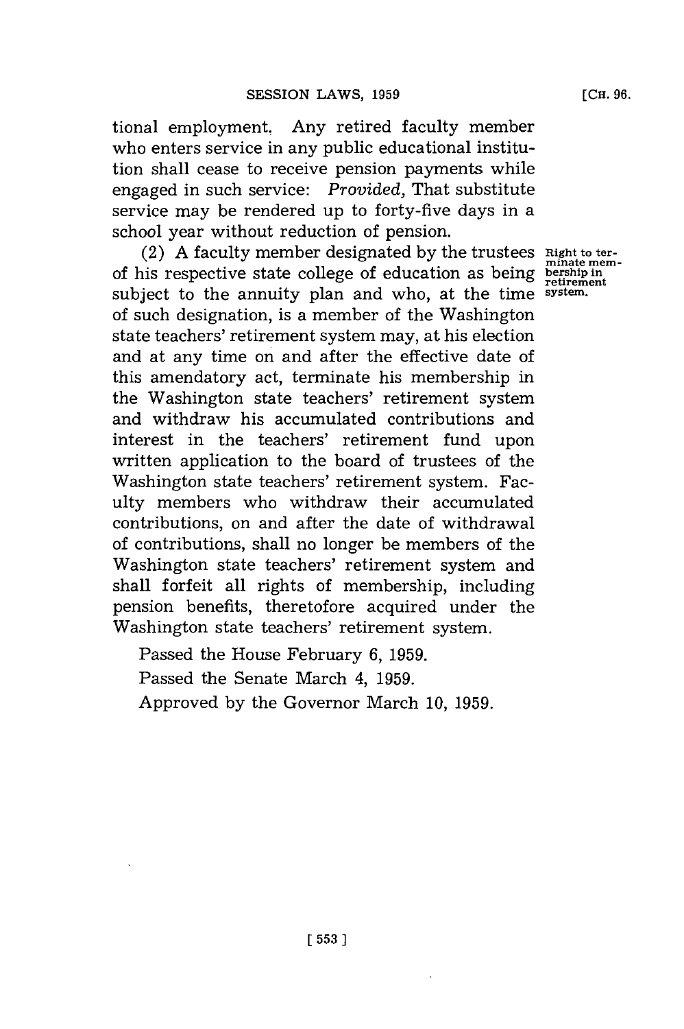tional employment. Any retired faculty member who enters service in any public educational institution shall cease to receive pension payments while engaged in such service: *Provided,* That substitute service may be rendered up to forty-five days in a school year without reduction of pension.

Right to terminate membership in retirement system.

(2) A faculty member designated by the trustees of his respective state college of education as being subject to the annuity plan and who, at the time of such designation, is a member of the Washington state teachers' retirement system may, at his election and at any time on and after the effective date of this amendatory act, terminate his membership in the Washington state teachers' retirement system and withdraw his accumulated contributions and interest in the teachers' retirement fund upon written application to the board of trustees of the Washington state teachers' retirement system. Faculty members who withdraw their accumulated contributions, on and after the date of withdrawal of contributions, shall no longer be members of the Washington state teachers' retirement system and shall forfeit all rights of membership, including pension benefits, theretofore acquired under the Washington state teachers' retirement system.

Passed the House February 6, 1959.

Passed the Senate March 4, 1959.

Approved by the Governor March 10, 1959.